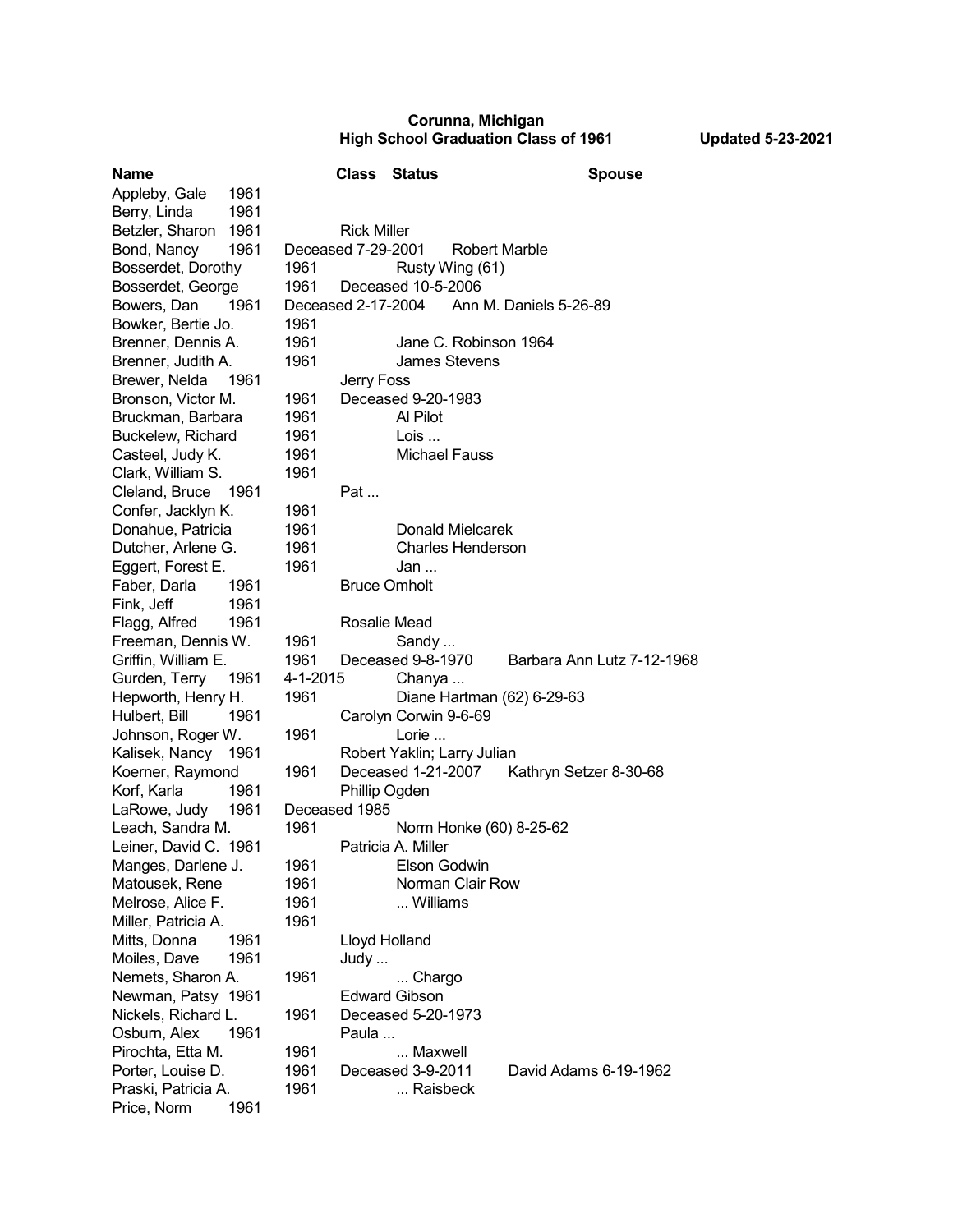**Corunna, Michigan**
**High School Graduation Class of 1961** **Updated 5-23-2021**

| Name | Class | Status | Spouse |
|---|---|---|---|
| Appleby, Gale | 1961 | | |
| Berry, Linda | 1961 | | |
| Betzler, Sharon | 1961 | | Rick Miller |
| Bond, Nancy | 1961 | Deceased 7-29-2001 | Robert Marble |
| Bosserdet, Dorothy | 1961 | | Rusty Wing (61) |
| Bosserdet, George | 1961 | Deceased 10-5-2006 | |
| Bowers, Dan | 1961 | Deceased 2-17-2004 | Ann M. Daniels 5-26-89 |
| Bowker, Bertie Jo. | 1961 | | |
| Brenner, Dennis A. | 1961 | | Jane C. Robinson 1964 |
| Brenner, Judith A. | 1961 | | James Stevens |
| Brewer, Nelda | 1961 | | Jerry Foss |
| Bronson, Victor M. | 1961 | Deceased 9-20-1983 | |
| Bruckman, Barbara | 1961 | | Al Pilot |
| Buckelew, Richard | 1961 | | Lois ... |
| Casteel, Judy K. | 1961 | | Michael Fauss |
| Clark, William S. | 1961 | | |
| Cleland, Bruce | 1961 | | Pat ... |
| Confer, Jacklyn K. | 1961 | | |
| Donahue, Patricia | 1961 | | Donald Mielcarek |
| Dutcher, Arlene G. | 1961 | | Charles Henderson |
| Eggert, Forest E. | 1961 | | Jan ... |
| Faber, Darla | 1961 | | Bruce Omholt |
| Fink, Jeff | 1961 | | |
| Flagg, Alfred | 1961 | | Rosalie Mead |
| Freeman, Dennis W. | 1961 | | Sandy ... |
| Griffin, William E. | 1961 | Deceased 9-8-1970 | Barbara Ann Lutz 7-12-1968 |
| Gurden, Terry | 1961 | 4-1-2015 | Chanya ... |
| Hepworth, Henry H. | 1961 | | Diane Hartman (62) 6-29-63 |
| Hulbert, Bill | 1961 | | Carolyn Corwin 9-6-69 |
| Johnson, Roger W. | 1961 | | Lorie ... |
| Kalisek, Nancy | 1961 | | Robert Yaklin; Larry Julian |
| Koerner, Raymond | 1961 | Deceased 1-21-2007 | Kathryn Setzer 8-30-68 |
| Korf, Karla | 1961 | | Phillip Ogden |
| LaRowe, Judy | 1961 | Deceased 1985 | |
| Leach, Sandra M. | 1961 | | Norm Honke (60) 8-25-62 |
| Leiner, David C. | 1961 | | Patricia A. Miller |
| Manges, Darlene J. | 1961 | | Elson Godwin |
| Matousek, Rene | 1961 | | Norman Clair Row |
| Melrose, Alice F. | 1961 | | ... Williams |
| Miller, Patricia A. | 1961 | | |
| Mitts, Donna | 1961 | | Lloyd Holland |
| Moiles, Dave | 1961 | | Judy ... |
| Nemets, Sharon A. | 1961 | | ... Chargo |
| Newman, Patsy | 1961 | | Edward Gibson |
| Nickels, Richard L. | 1961 | Deceased 5-20-1973 | |
| Osburn, Alex | 1961 | | Paula ... |
| Pirochta, Etta M. | 1961 | | ... Maxwell |
| Porter, Louise D. | 1961 | Deceased 3-9-2011 | David Adams 6-19-1962 |
| Praski, Patricia A. | 1961 | | ... Raisbeck |
| Price, Norm | 1961 | | |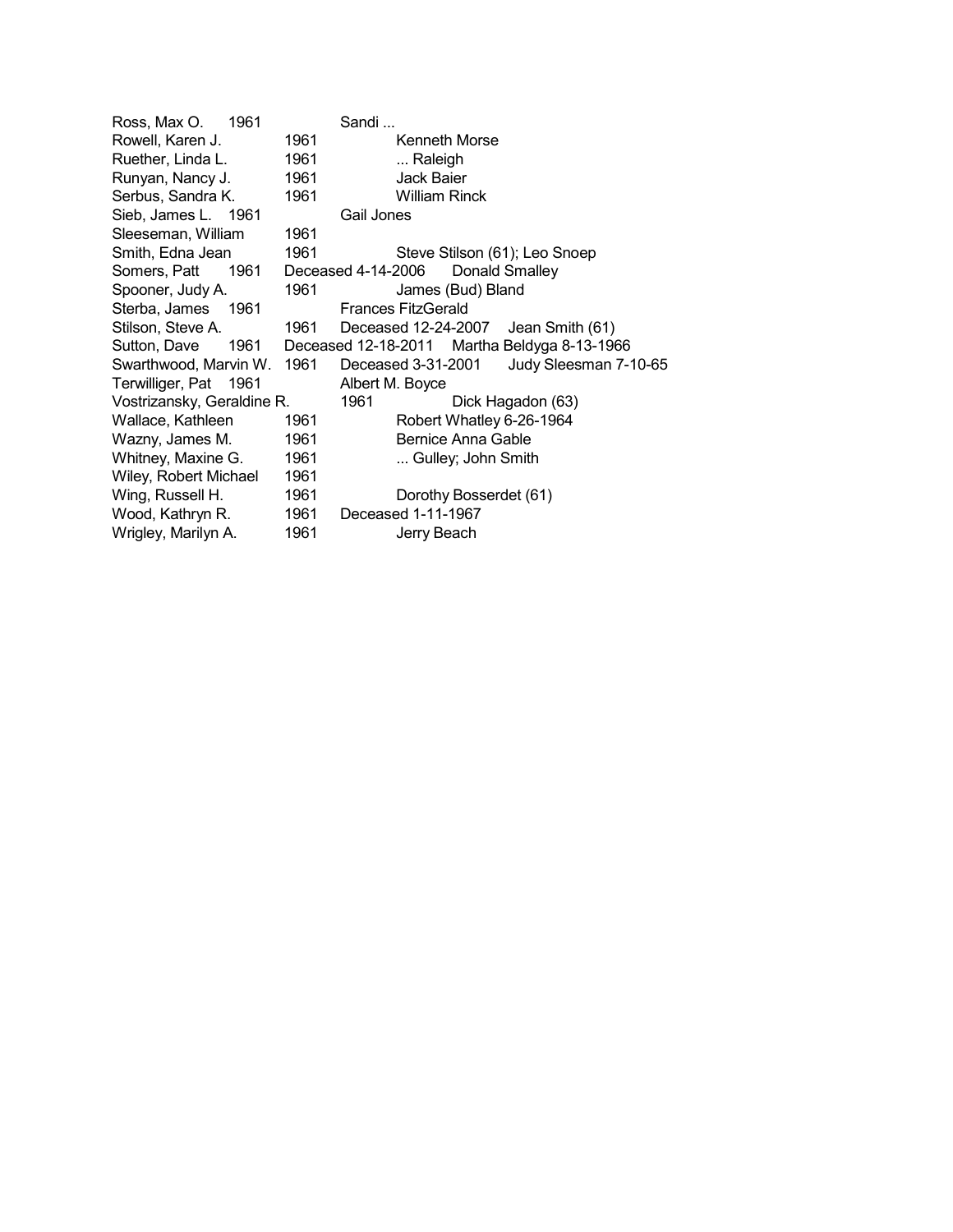| | | | |
|---|---|---|---|
| Ross, Max O. | 1961 | | Sandi ... |
| Rowell, Karen J. | 1961 | | Kenneth Morse |
| Ruether, Linda L. | 1961 | | ... Raleigh |
| Runyan, Nancy J. | 1961 | | Jack Baier |
| Serbus, Sandra K. | 1961 | | William Rinck |
| Sieb, James L. | 1961 | | Gail Jones |
| Sleeseman, William | 1961 | | |
| Smith, Edna Jean | 1961 | | Steve Stilson (61); Leo Snoep |
| Somers, Patt | 1961 | Deceased 4-14-2006 | Donald Smalley |
| Spooner, Judy A. | 1961 | | James (Bud) Bland |
| Sterba, James | 1961 | | Frances FitzGerald |
| Stilson, Steve A. | 1961 | Deceased 12-24-2007 | Jean Smith (61) |
| Sutton, Dave | 1961 | Deceased 12-18-2011 | Martha Beldyga 8-13-1966 |
| Swarthwood, Marvin W. | 1961 | Deceased 3-31-2001 | Judy Sleesman 7-10-65 |
| Terwilliger, Pat | 1961 | | Albert M. Boyce |
| Vostrizansky, Geraldine R. | 1961 | | Dick Hagadon (63) |
| Wallace, Kathleen | 1961 | | Robert Whatley 6-26-1964 |
| Wazny, James M. | 1961 | | Bernice Anna Gable |
| Whitney, Maxine G. | 1961 | | ... Gulley; John Smith |
| Wiley, Robert Michael | 1961 | | |
| Wing, Russell H. | 1961 | | Dorothy Bosserdet (61) |
| Wood, Kathryn R. | 1961 | Deceased 1-11-1967 | |
| Wrigley, Marilyn A. | 1961 | | Jerry Beach |